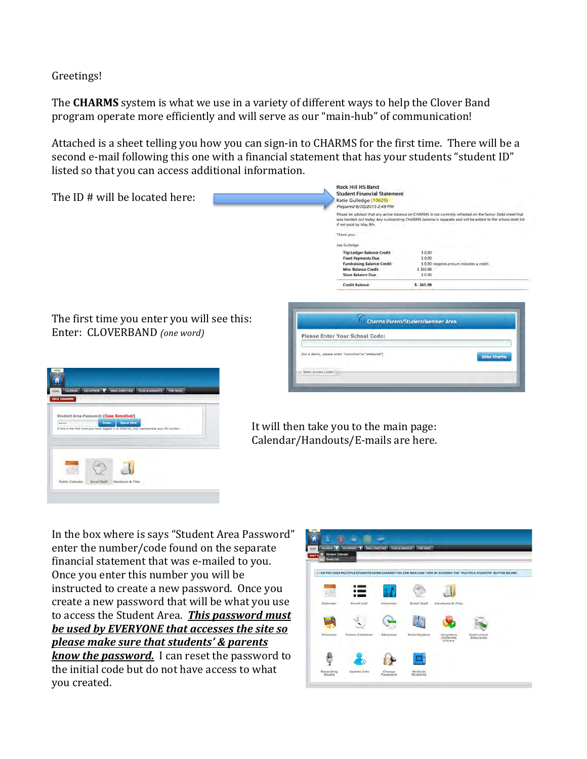Greetings!

The **CHARMS** system is what we use in a variety of different ways to help the Clover Band program operate more efficiently and will serve as our "main-hub" of communication!

Attached is a sheet telling you how you can sign-in to CHARMS for the first time. There will be a second e-mail following this one with a financial statement that has your students "student ID" listed so that you can access additional information.

The ID # will be located here:

The first time you enter you will see this:
Enter: CLOVERBAND *(one word)*

It will then take you to the main page:
Calendar/Handouts/E-mails are here.

In the box where is says "Student Area Password" enter the number/code found on the separate financial statement that was e-mailed to you. Once you enter this number you will be instructed to create a new password. Once you create a new password that will be what you use to access the Student Area. ***<u>This password must be used by EVERYONE that accesses the site so please make sure that students' & parents know the password.</u>*** I can reset the password to the initial code but do not have access to what you created.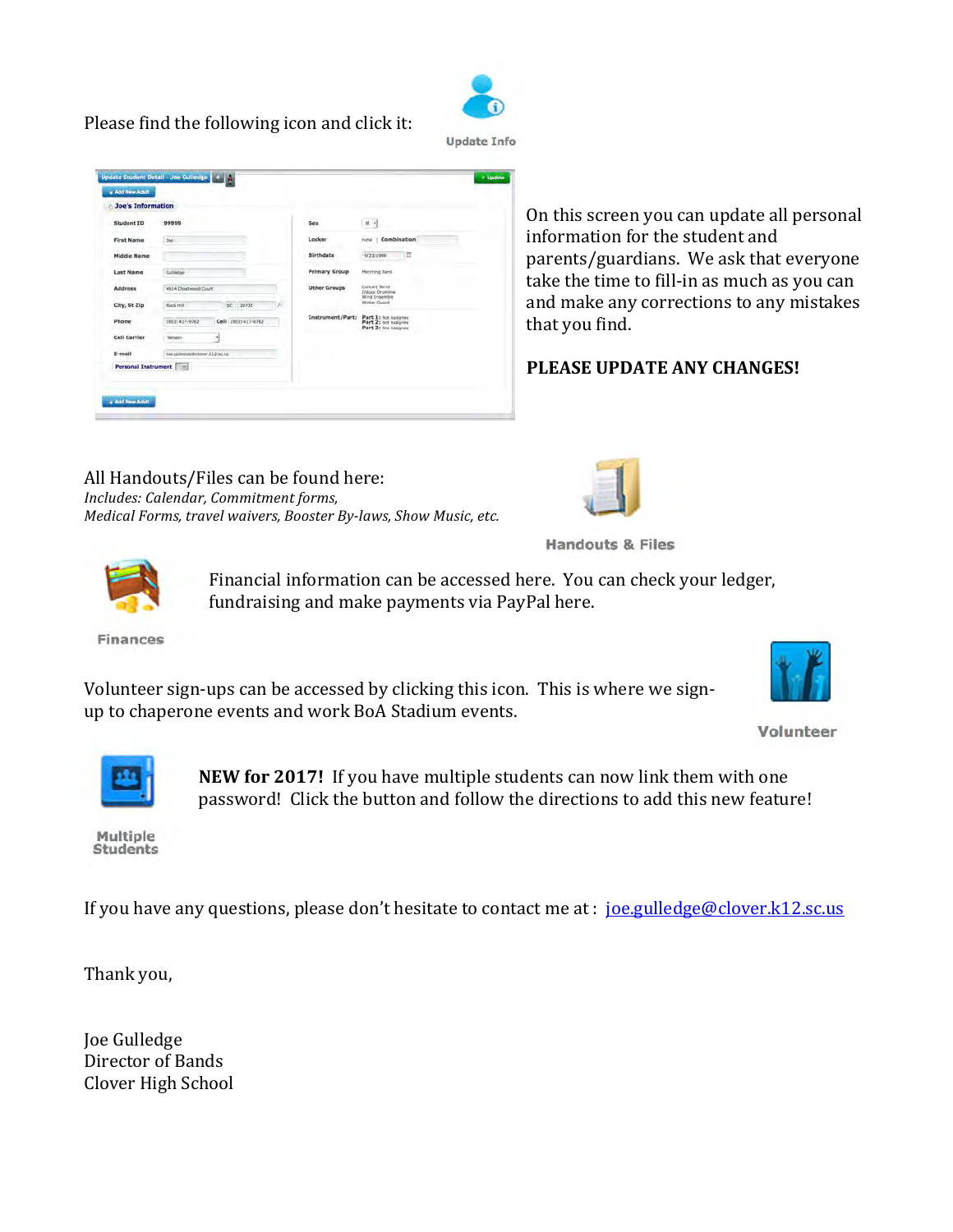Please find the following icon and click it:

Update Info

On this screen you can update all personal information for the student and parents/guardians. We ask that everyone take the time to fill-in as much as you can and make any corrections to any mistakes that you find.

**PLEASE UPDATE ANY CHANGES!**

All Handouts/Files can be found here:
*Includes: Calendar, Commitment forms, Medical Forms, travel waivers, Booster By-laws, Show Music, etc.*

Handouts & Files

Finances

Financial information can be accessed here. You can check your ledger, fundraising and make payments via PayPal here.

Volunteer sign-ups can be accessed by clicking this icon. This is where we sign-up to chaperone events and work BoA Stadium events.

Volunteer

Multiple Students

**NEW for 2017!** If you have multiple students can now link them with one password! Click the button and follow the directions to add this new feature!

If you have any questions, please don't hesitate to contact me at : joe.gulledge@clover.k12.sc.us

Thank you,

Joe Gulledge
Director of Bands
Clover High School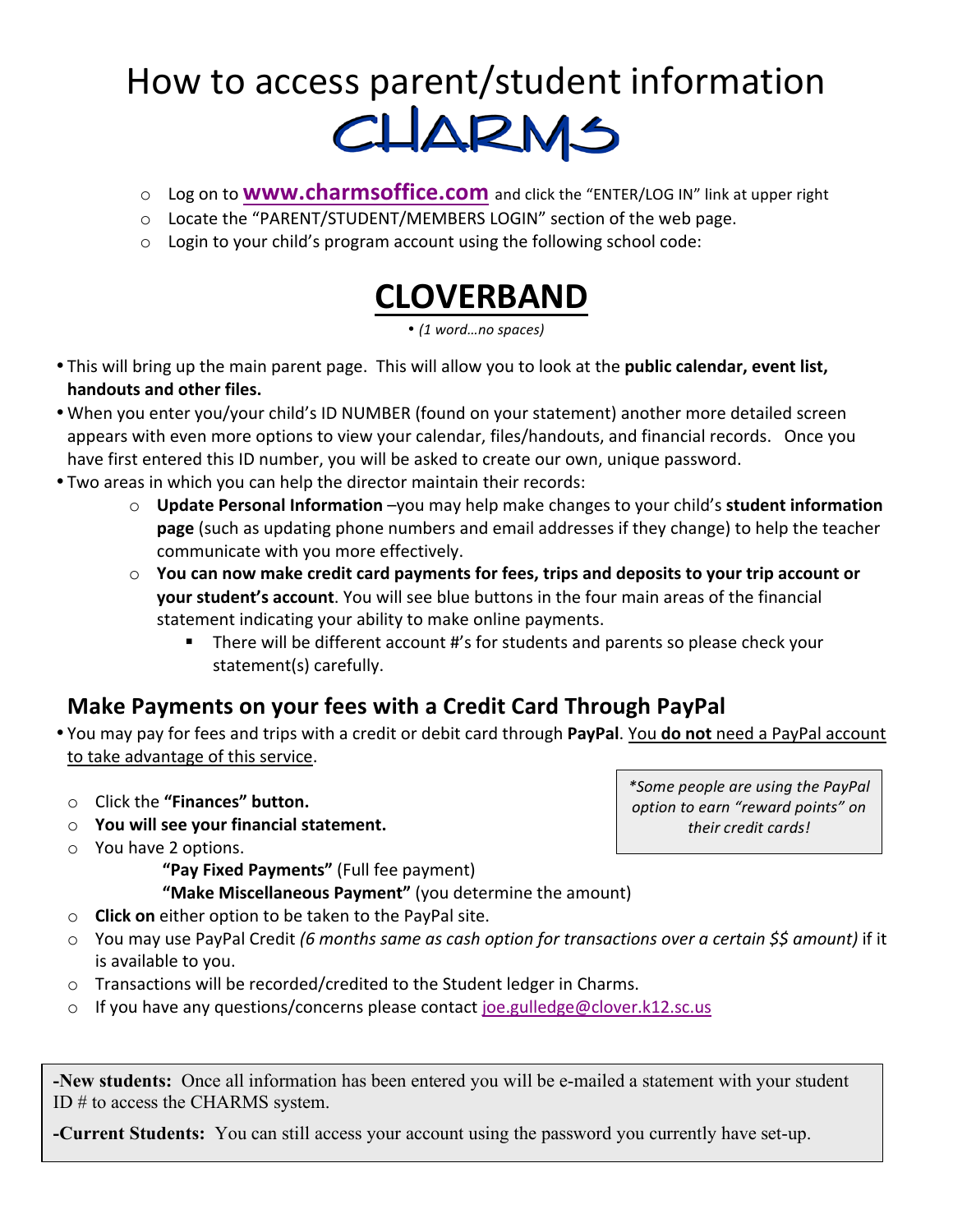# How to access parent/student information CHARMS

- Log on to **www.charmsoffice.com** and click the "ENTER/LOG IN" link at upper right
- Locate the "PARENT/STUDENT/MEMBERS LOGIN" section of the web page.
- Login to your child's program account using the following school code:

## CLOVERBAND

*(1 word…no spaces)*

- This will bring up the main parent page. This will allow you to look at the **public calendar, event list, handouts and other files.**
- When you enter you/your child's ID NUMBER (found on your statement) another more detailed screen appears with even more options to view your calendar, files/handouts, and financial records. Once you have first entered this ID number, you will be asked to create our own, unique password.
- Two areas in which you can help the director maintain their records:
  - **Update Personal Information** –you may help make changes to your child's **student information page** (such as updating phone numbers and email addresses if they change) to help the teacher communicate with you more effectively.
  - **You can now make credit card payments for fees, trips and deposits to your trip account or your student's account**. You will see blue buttons in the four main areas of the financial statement indicating your ability to make online payments.
    - There will be different account #'s for students and parents so please check your statement(s) carefully.

## Make Payments on your fees with a Credit Card Through PayPal

- You may pay for fees and trips with a credit or debit card through **PayPal**. You **do not** need a PayPal account to take advantage of this service.

*\*Some people are using the PayPal option to earn "reward points" on their credit cards!*

- Click the **"Finances" button.**
- **You will see your financial statement.**
- You have 2 options.
  - **"Pay Fixed Payments"** (Full fee payment)
  - **"Make Miscellaneous Payment"** (you determine the amount)
- **Click on** either option to be taken to the PayPal site.
- You may use PayPal Credit *(6 months same as cash option for transactions over a certain $$ amount)* if it is available to you.
- Transactions will be recorded/credited to the Student ledger in Charms.
- If you have any questions/concerns please contact joe.gulledge@clover.k12.sc.us

**-New students:** Once all information has been entered you will be e-mailed a statement with your student ID # to access the CHARMS system.

**-Current Students:** You can still access your account using the password you currently have set-up.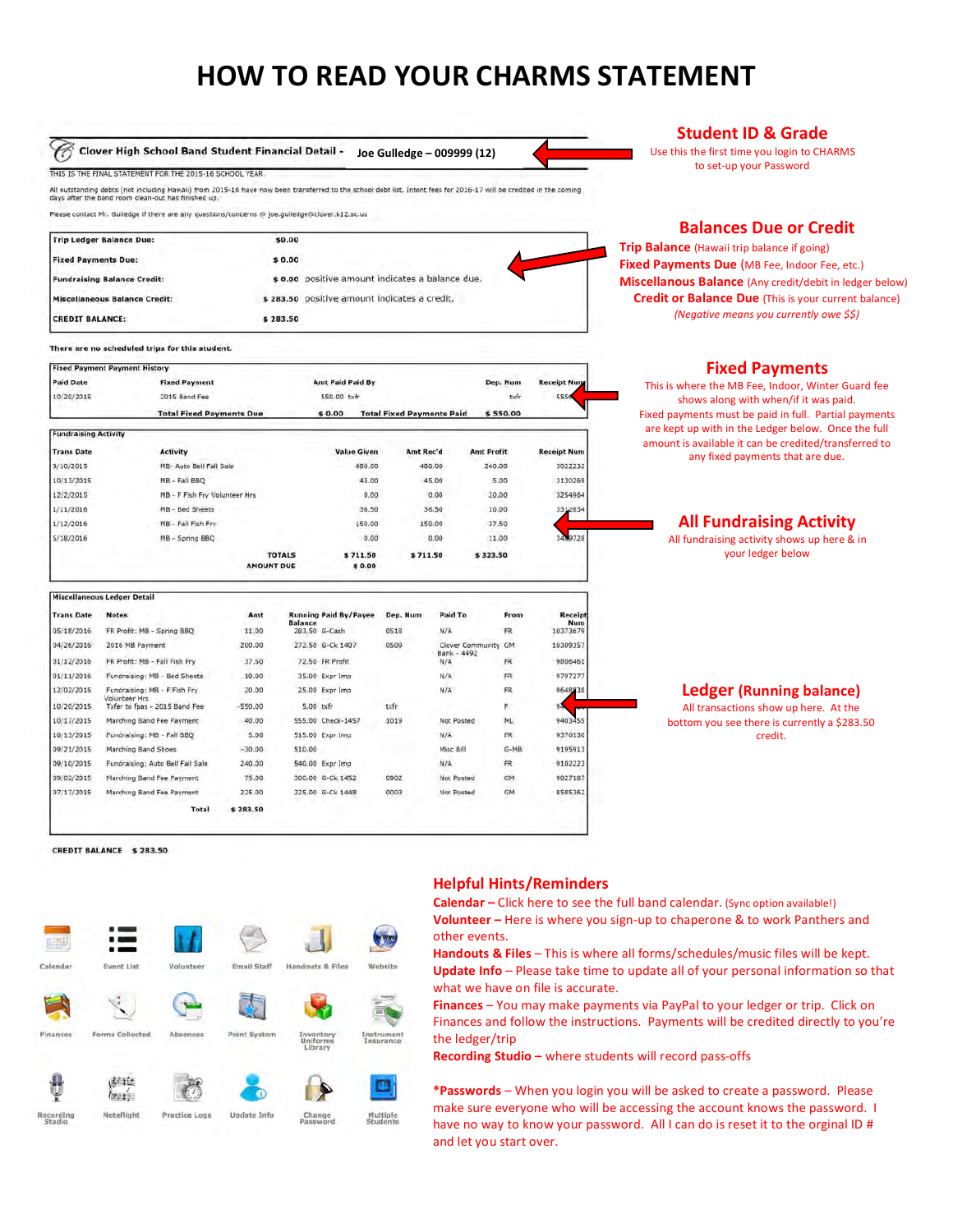# HOW TO READ YOUR CHARMS STATEMENT

**Clover High School Band Student Financial Detail - Joe Gulledge – 009999 (12)**

THIS IS THE FINAL STATEMENT FOR THE 2015-16 SCHOOL YEAR.

All outstanding debts (not including Hawaii) from 2015-16 have now been transferred to the school debt list. Intent fees for 2016-17 will be credited in the coming days after the band room clean-out has finished up.

Please contact Mr. Gulledge if there are any questions/concerns @ joe.gulledge@clover.k12.sc.us

| | | |
|---|---|---|
| **Trip Ledger Balance Due:** | $0.00 | |
| **Fixed Payments Due:** | $ 0.00 | |
| **Fundraising Balance Credit:** | $ 0.00 | positive amount indicates a balance due. |
| **Miscellaneous Balance Credit:** | $ 283.50 | positive amount indicates a credit. |
| **CREDIT BALANCE:** | $ 283.50 | |

**There are no scheduled trips for this student.**

**Fixed Payment Payment History**

| Paid Date | Fixed Payment | Amt Paid | Paid By | Dep. Num | Receipt Num |
|---|---|---|---|---|---|
| 10/20/2015 | 2015 Band Fee | 550.00 | txfr | | 555... |
| | **Total Fixed Payments Due** | **$ 0.00** | **Total Fixed Payments Paid** | **$ 550.00** | |

**Fundraising Activity**

| Trans Date | Activity | Value Given | Amt Rec'd | Amt Profit | Receipt Num |
|---|---|---|---|---|---|
| 9/10/2015 | MB- Auto Bell Fall Sale | 480.00 | 480.00 | 240.00 | 3022232 |
| 10/13/2015 | MB - Fall BBQ | 45.00 | 45.00 | 5.00 | 3130269 |
| 12/2/2015 | MB - F Fish Fry Volunteer Hrs | 0.00 | 0.00 | 20.00 | 3254964 |
| 1/11/2016 | MB - Bed Sheets | 36.50 | 36.50 | 10.00 | 33..2634 |
| 1/12/2016 | MB - Fall Fish Fry | 150.00 | 150.00 | 37.50 | |
| 5/18/2016 | MB - Spring BBQ | 0.00 | 0.00 | 11.00 | 34..728 |
| | **TOTALS** | **$ 711.50** | **$ 711.50** | **$ 323.50** | |
| | **AMOUNT DUE** | **$ 0.00** | | | |

**Miscellaneous Ledger Detail**

| Trans Date | Notes | Amt | Running Balance | Paid By/Payee | Dep. Num | Paid To | From | Receipt Num |
|---|---|---|---|---|---|---|---|---|
| 05/18/2016 | FR Profit: MB - Spring BBQ | 11.00 | 283.50 | G-Cash | 0518 | N/A | FR | 10373679 |
| 04/26/2016 | 2016 MB Payment | 200.00 | 272.50 | G-Ck 1407 | 0509 | Clover Community Bank - 4492 | GM | 10309357 |
| 01/12/2016 | FR Profit: MB - Fall Fish Fry | 37.50 | 72.50 | FR Profit | | N/A | FR | 9806461 |
| 01/11/2016 | Fundraising: MB - Bed Sheets | 10.00 | 35.00 | Expr Imp | | N/A | FR | 9797277 |
| 12/02/2015 | Fundraising: MB - F Fish Fry Volunteer Hrs | 20.00 | 25.00 | Expr Imp | | N/A | FR | 9648..38 |
| 10/20/2015 | Txfer to fpas - 2015 Band Fee | -550.00 | 5.00 | txfr | txfr | | F | 94... |
| 10/17/2015 | Marching Band Fee Payment | 40.00 | 555.00 | Check-1457 | 1019 | Not Posted | ML | 9403455 |
| 10/13/2015 | Fundraising: MB - Fall BBQ | 5.00 | 515.00 | Expr Imp | | N/A | FR | 9370130 |
| 09/21/2015 | Marching Band Shoes | -30.00 | 510.00 | | | Misc Bill | G-MB | 9195913 |
| 09/10/2015 | Fundraising: Auto Bell Fall Sale | 240.00 | 540.00 | Expr Imp | | N/A | FR | 9102223 |
| 09/02/2015 | Marching Band Fee Payment | 75.00 | 300.00 | G-Ck 1452 | 0902 | Not Posted | GM | 9027107 |
| 07/17/2015 | Marching Band Fee Payment | 225.00 | 225.00 | G-Ck 1448 | 0003 | Not Posted | GM | 8585362 |
| | **Total** | **$ 283.50** | | | | | | |

**CREDIT BALANCE $ 283.50**

## Student ID & Grade

Use this the first time you login to CHARMS to set-up your Password

## Balances Due or Credit

**Trip Balance** (Hawaii trip balance if going)
**Fixed Payments Due** (MB Fee, Indoor Fee, etc.)
**Miscellaneous Balance** (Any credit/debit in ledger below)
**Credit or Balance Due** (This is your current balance)
*(Negative means you currently owe $$)*

## Fixed Payments

This is where the MB Fee, Indoor, Winter Guard fee shows along with when/if it was paid. Fixed payments must be paid in full. Partial payments are kept up with in the Ledger below. Once the full amount is available it can be credited/transferred to any fixed payments that are due.

## All Fundraising Activity

All fundraising activity shows up here & in your ledger below

## Ledger (Running balance)

All transactions show up here. At the bottom you see there is currently a $283.50 credit.

## Helpful Hints/Reminders

Calendar | Event List | Volunteer | Email Staff | Handouts & Files | Website
Finances | Forms Collected | Absences | Point System | Inventory Uniforms Library | Instrument Insurance
Recording Studio | NoteFlight | Practice Logs | Update Info | Change Password | Multiple Students

**Calendar –** Click here to see the full band calendar. (Sync option available!)
**Volunteer –** Here is where you sign-up to chaperone & to work Panthers and other events.
**Handouts & Files** – This is where all forms/schedules/music files will be kept.
**Update Info** – Please take time to update all of your personal information so that what we have on file is accurate.
**Finances** – You may make payments via PayPal to your ledger or trip. Click on Finances and follow the instructions. Payments will be credited directly to you're the ledger/trip
**Recording Studio –** where students will record pass-offs

**\*Passwords** – When you login you will be asked to create a password. Please make sure everyone who will be accessing the account knows the password. I have no way to know your password. All I can do is reset it to the orginal ID # and let you start over.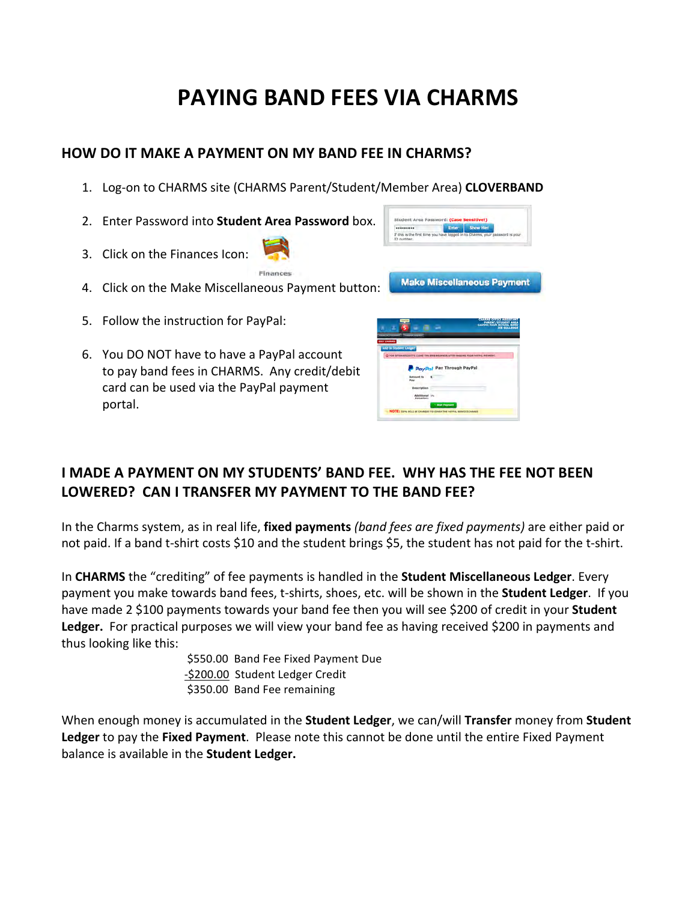# PAYING BAND FEES VIA CHARMS

## HOW DO IT MAKE A PAYMENT ON MY BAND FEE IN CHARMS?

1. Log-on to CHARMS site (CHARMS Parent/Student/Member Area) **CLOVERBAND**
2. Enter Password into **Student Area Password** box.
3. Click on the Finances Icon:
4. Click on the Make Miscellaneous Payment button:
5. Follow the instruction for PayPal:
6. You DO NOT have to have a PayPal account to pay band fees in CHARMS. Any credit/debit card can be used via the PayPal payment portal.

## I MADE A PAYMENT ON MY STUDENTS' BAND FEE. WHY HAS THE FEE NOT BEEN LOWERED? CAN I TRANSFER MY PAYMENT TO THE BAND FEE?

In the Charms system, as in real life, **fixed payments** *(band fees are fixed payments)* are either paid or not paid. If a band t-shirt costs $10 and the student brings $5, the student has not paid for the t-shirt.

In **CHARMS** the "crediting" of fee payments is handled in the **Student Miscellaneous Ledger**. Every payment you make towards band fees, t-shirts, shoes, etc. will be shown in the **Student Ledger**. If you have made 2 $100 payments towards your band fee then you will see $200 of credit in your **Student Ledger.** For practical purposes we will view your band fee as having received $200 in payments and thus looking like this:

| | |
|---|---|
| $550.00 | Band Fee Fixed Payment Due |
| -$200.00 | Student Ledger Credit |
| $350.00 | Band Fee remaining |

When enough money is accumulated in the **Student Ledger**, we can/will **Transfer** money from **Student Ledger** to pay the **Fixed Payment**. Please note this cannot be done until the entire Fixed Payment balance is available in the **Student Ledger.**